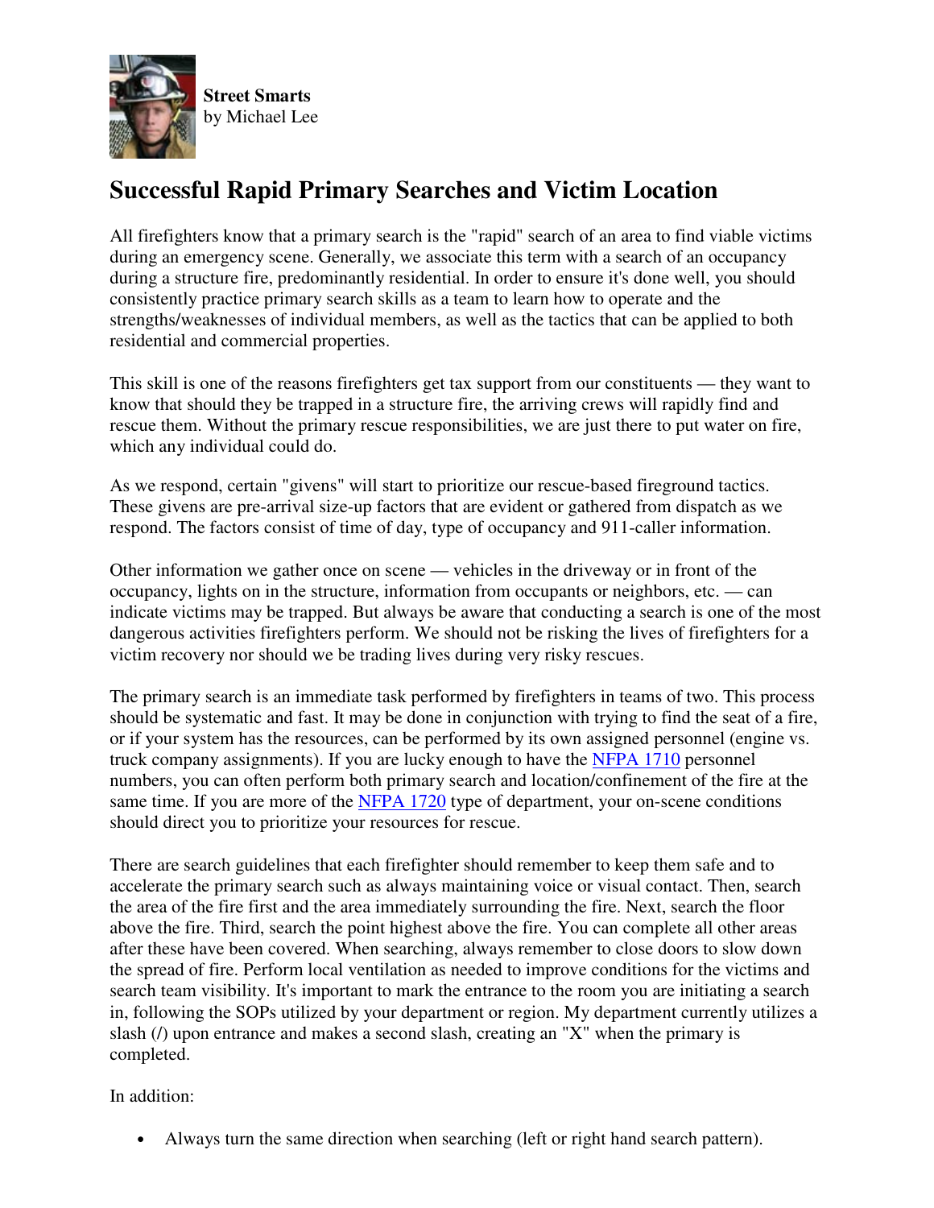**Street Smarts**
by Michael Lee

# Successful Rapid Primary Searches and Victim Location

All firefighters know that a primary search is the "rapid" search of an area to find viable victims during an emergency scene. Generally, we associate this term with a search of an occupancy during a structure fire, predominantly residential. In order to ensure it's done well, you should consistently practice primary search skills as a team to learn how to operate and the strengths/weaknesses of individual members, as well as the tactics that can be applied to both residential and commercial properties.

This skill is one of the reasons firefighters get tax support from our constituents — they want to know that should they be trapped in a structure fire, the arriving crews will rapidly find and rescue them. Without the primary rescue responsibilities, we are just there to put water on fire, which any individual could do.

As we respond, certain "givens" will start to prioritize our rescue-based fireground tactics. These givens are pre-arrival size-up factors that are evident or gathered from dispatch as we respond. The factors consist of time of day, type of occupancy and 911-caller information.

Other information we gather once on scene — vehicles in the driveway or in front of the occupancy, lights on in the structure, information from occupants or neighbors, etc. — can indicate victims may be trapped. But always be aware that conducting a search is one of the most dangerous activities firefighters perform. We should not be risking the lives of firefighters for a victim recovery nor should we be trading lives during very risky rescues.

The primary search is an immediate task performed by firefighters in teams of two. This process should be systematic and fast. It may be done in conjunction with trying to find the seat of a fire, or if your system has the resources, can be performed by its own assigned personnel (engine vs. truck company assignments). If you are lucky enough to have the NFPA 1710 personnel numbers, you can often perform both primary search and location/confinement of the fire at the same time. If you are more of the NFPA 1720 type of department, your on-scene conditions should direct you to prioritize your resources for rescue.

There are search guidelines that each firefighter should remember to keep them safe and to accelerate the primary search such as always maintaining voice or visual contact. Then, search the area of the fire first and the area immediately surrounding the fire. Next, search the floor above the fire. Third, search the point highest above the fire. You can complete all other areas after these have been covered. When searching, always remember to close doors to slow down the spread of fire. Perform local ventilation as needed to improve conditions for the victims and search team visibility. It's important to mark the entrance to the room you are initiating a search in, following the SOPs utilized by your department or region. My department currently utilizes a slash (/) upon entrance and makes a second slash, creating an "X" when the primary is completed.

In addition:

- Always turn the same direction when searching (left or right hand search pattern).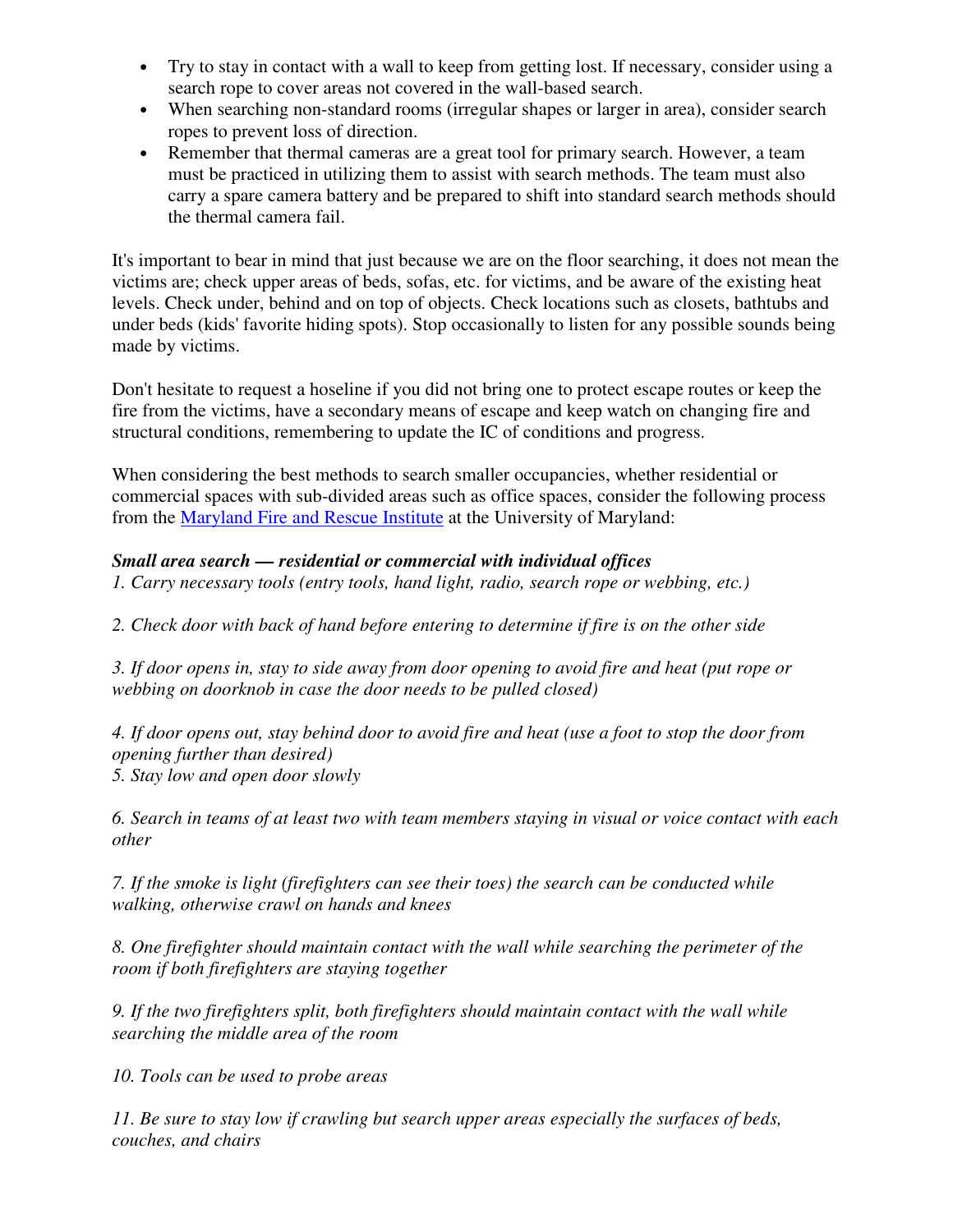- Try to stay in contact with a wall to keep from getting lost. If necessary, consider using a search rope to cover areas not covered in the wall-based search.
- When searching non-standard rooms (irregular shapes or larger in area), consider search ropes to prevent loss of direction.
- Remember that thermal cameras are a great tool for primary search. However, a team must be practiced in utilizing them to assist with search methods. The team must also carry a spare camera battery and be prepared to shift into standard search methods should the thermal camera fail.

It's important to bear in mind that just because we are on the floor searching, it does not mean the victims are; check upper areas of beds, sofas, etc. for victims, and be aware of the existing heat levels. Check under, behind and on top of objects. Check locations such as closets, bathtubs and under beds (kids' favorite hiding spots). Stop occasionally to listen for any possible sounds being made by victims.

Don't hesitate to request a hoseline if you did not bring one to protect escape routes or keep the fire from the victims, have a secondary means of escape and keep watch on changing fire and structural conditions, remembering to update the IC of conditions and progress.

When considering the best methods to search smaller occupancies, whether residential or commercial spaces with sub-divided areas such as office spaces, consider the following process from the Maryland Fire and Rescue Institute at the University of Maryland:

***Small area search — residential or commercial with individual offices***

*1. Carry necessary tools (entry tools, hand light, radio, search rope or webbing, etc.)*

*2. Check door with back of hand before entering to determine if fire is on the other side*

*3. If door opens in, stay to side away from door opening to avoid fire and heat (put rope or webbing on doorknob in case the door needs to be pulled closed)*

*4. If door opens out, stay behind door to avoid fire and heat (use a foot to stop the door from opening further than desired)*

*5. Stay low and open door slowly*

*6. Search in teams of at least two with team members staying in visual or voice contact with each other*

*7. If the smoke is light (firefighters can see their toes) the search can be conducted while walking, otherwise crawl on hands and knees*

*8. One firefighter should maintain contact with the wall while searching the perimeter of the room if both firefighters are staying together*

*9. If the two firefighters split, both firefighters should maintain contact with the wall while searching the middle area of the room*

*10. Tools can be used to probe areas*

*11. Be sure to stay low if crawling but search upper areas especially the surfaces of beds, couches, and chairs*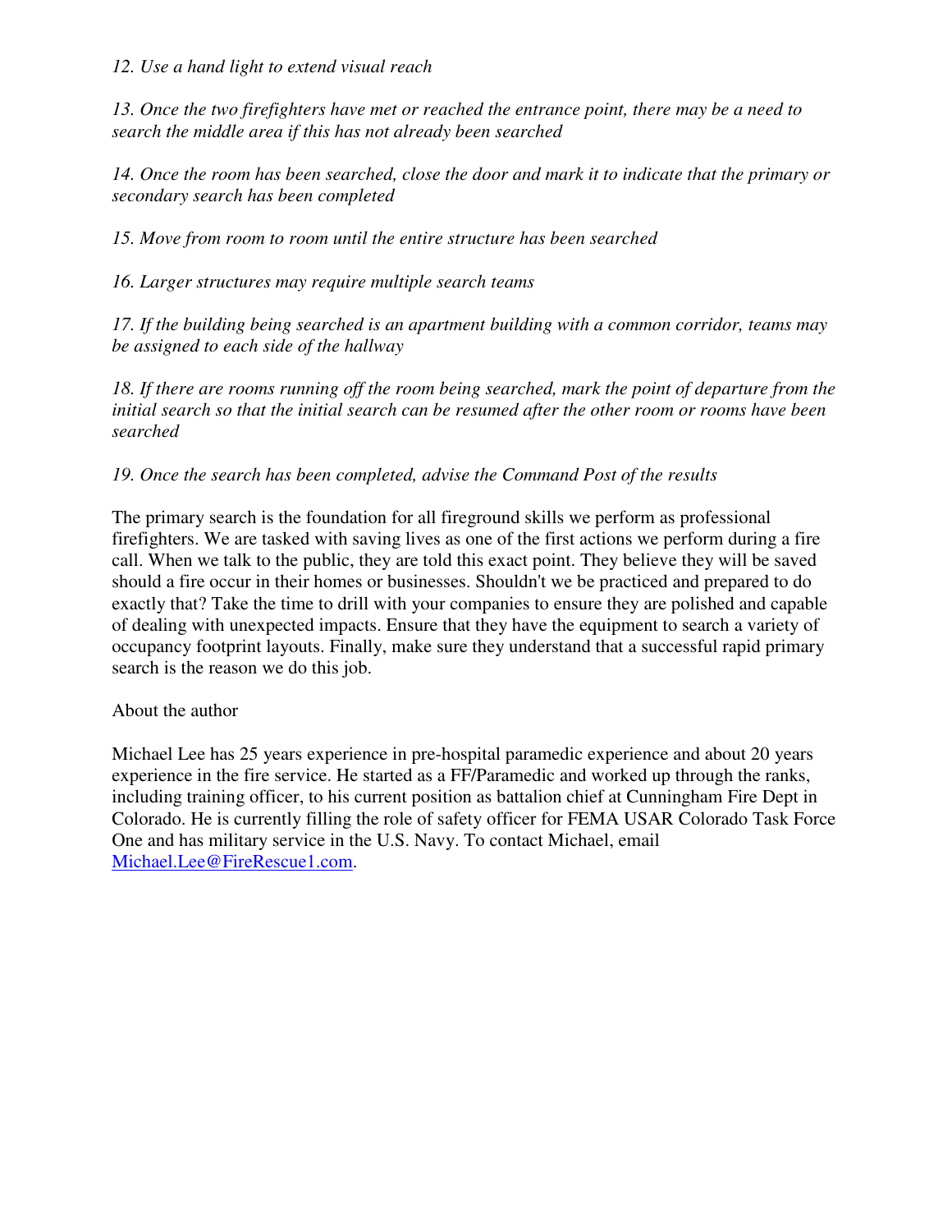*12. Use a hand light to extend visual reach*

*13. Once the two firefighters have met or reached the entrance point, there may be a need to search the middle area if this has not already been searched*

*14. Once the room has been searched, close the door and mark it to indicate that the primary or secondary search has been completed*

*15. Move from room to room until the entire structure has been searched*

*16. Larger structures may require multiple search teams*

*17. If the building being searched is an apartment building with a common corridor, teams may be assigned to each side of the hallway*

*18. If there are rooms running off the room being searched, mark the point of departure from the initial search so that the initial search can be resumed after the other room or rooms have been searched*

*19. Once the search has been completed, advise the Command Post of the results*

The primary search is the foundation for all fireground skills we perform as professional firefighters. We are tasked with saving lives as one of the first actions we perform during a fire call. When we talk to the public, they are told this exact point. They believe they will be saved should a fire occur in their homes or businesses. Shouldn't we be practiced and prepared to do exactly that? Take the time to drill with your companies to ensure they are polished and capable of dealing with unexpected impacts. Ensure that they have the equipment to search a variety of occupancy footprint layouts. Finally, make sure they understand that a successful rapid primary search is the reason we do this job.

About the author

Michael Lee has 25 years experience in pre-hospital paramedic experience and about 20 years experience in the fire service. He started as a FF/Paramedic and worked up through the ranks, including training officer, to his current position as battalion chief at Cunningham Fire Dept in Colorado. He is currently filling the role of safety officer for FEMA USAR Colorado Task Force One and has military service in the U.S. Navy. To contact Michael, email Michael.Lee@FireRescue1.com.